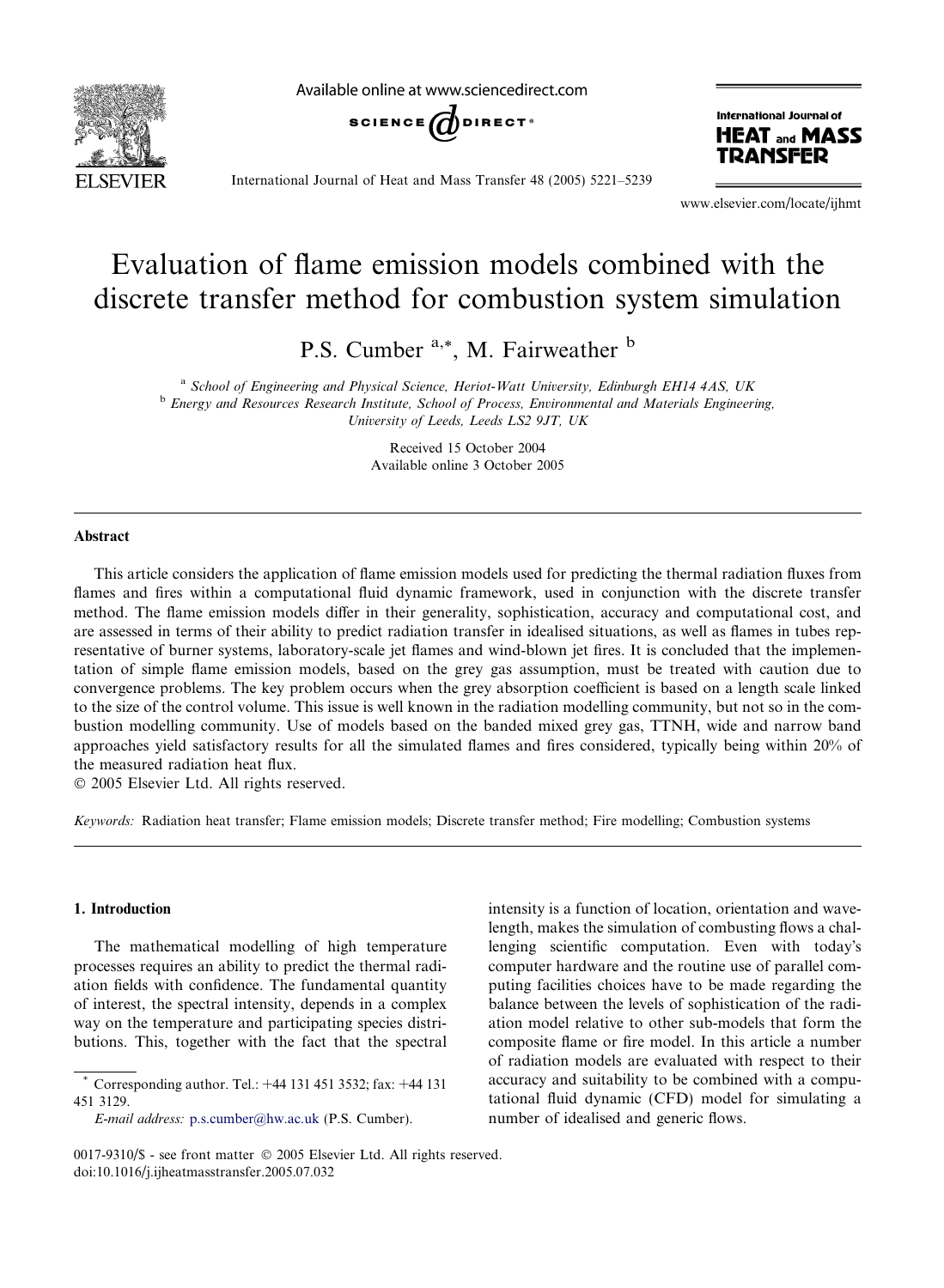# Evaluation of flame emission models combined with the discrete transfer method for combustion system simulation

P.S. Cumber [a,*], M. Fairweather [b]

[a] School of Engineering and Physical Science, Heriot-Watt University, Edinburgh EH14 4AS, UK

[b] Energy and Resources Research Institute, School of Process, Environmental and Materials Engineering, University of Leeds, Leeds LS2 9JT, UK

Received 15 October 2004
Available online 3 October 2005

## Abstract

This article considers the application of flame emission models used for predicting the thermal radiation fluxes from flames and fires within a computational fluid dynamic framework, used in conjunction with the discrete transfer method. The flame emission models differ in their generality, sophistication, accuracy and computational cost, and are assessed in terms of their ability to predict radiation transfer in idealised situations, as well as flames in tubes representative of burner systems, laboratory-scale jet flames and wind-blown jet fires. It is concluded that the implementation of simple flame emission models, based on the grey gas assumption, must be treated with caution due to convergence problems. The key problem occurs when the grey absorption coefficient is based on a length scale linked to the size of the control volume. This issue is well known in the radiation modelling community, but not so in the combustion modelling community. Use of models based on the banded mixed grey gas, TTNH, wide and narrow band approaches yield satisfactory results for all the simulated flames and fires considered, typically being within 20% of the measured radiation heat flux.

© 2005 Elsevier Ltd. All rights reserved.

*Keywords:* Radiation heat transfer; Flame emission models; Discrete transfer method; Fire modelling; Combustion systems

## 1. Introduction

The mathematical modelling of high temperature processes requires an ability to predict the thermal radiation fields with confidence. The fundamental quantity of interest, the spectral intensity, depends in a complex way on the temperature and participating species distributions. This, together with the fact that the spectral intensity is a function of location, orientation and wavelength, makes the simulation of combusting flows a challenging scientific computation. Even with today's computer hardware and the routine use of parallel computing facilities choices have to be made regarding the balance between the levels of sophistication of the radiation model relative to other sub-models that form the composite flame or fire model. In this article a number of radiation models are evaluated with respect to their accuracy and suitability to be combined with a computational fluid dynamic (CFD) model for simulating a number of idealised and generic flows.

\* Corresponding author. Tel.: +44 131 451 3532; fax: +44 131 451 3129.
*E-mail address:* p.s.cumber@hw.ac.uk (P.S. Cumber).

0017-9310/$ - see front matter © 2005 Elsevier Ltd. All rights reserved.
doi:10.1016/j.ijheatmasstransfer.2005.07.032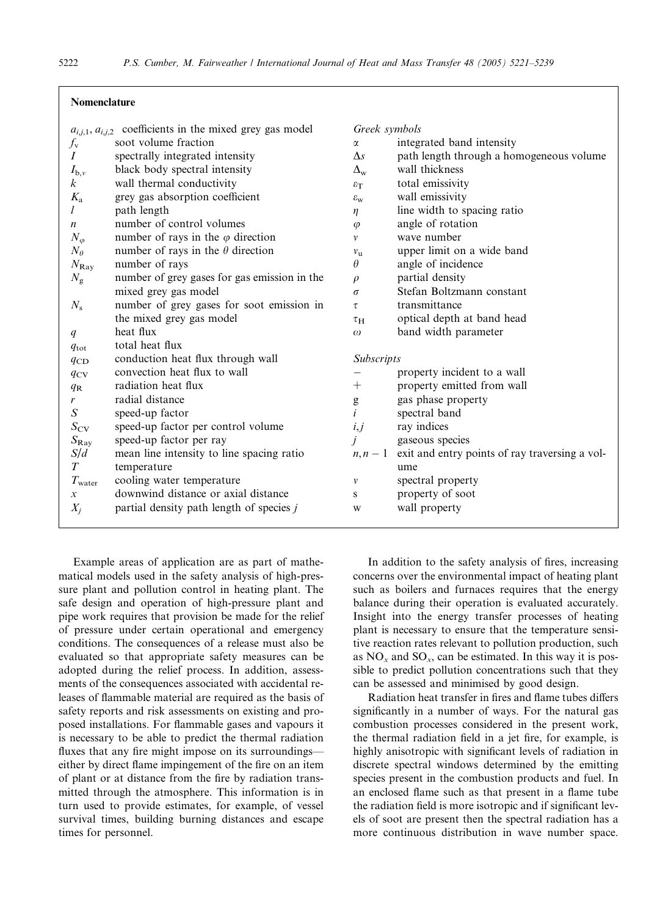## Nomenclature

| | |
|---|---|
| $a_{i,j,1}$, $a_{i,j,2}$ | coefficients in the mixed grey gas model |
| $f_v$ | soot volume fraction |
| $I$ | spectrally integrated intensity |
| $I_{b,v}$ | black body spectral intensity |
| $k$ | wall thermal conductivity |
| $K_a$ | grey gas absorption coefficient |
| $l$ | path length |
| $n$ | number of control volumes |
| $N_\varphi$ | number of rays in the $\varphi$ direction |
| $N_\theta$ | number of rays in the $\theta$ direction |
| $N_{Ray}$ | number of rays |
| $N_g$ | number of grey gases for gas emission in the mixed grey gas model |
| $N_s$ | number of grey gases for soot emission in the mixed grey gas model |
| $q$ | heat flux |
| $q_{tot}$ | total heat flux |
| $q_{CD}$ | conduction heat flux through wall |
| $q_{CV}$ | convection heat flux to wall |
| $q_R$ | radiation heat flux |
| $r$ | radial distance |
| $S$ | speed-up factor |
| $S_{CV}$ | speed-up factor per control volume |
| $S_{Ray}$ | speed-up factor per ray |
| $S/d$ | mean line intensity to line spacing ratio |
| $T$ | temperature |
| $T_{water}$ | cooling water temperature |
| $x$ | downwind distance or axial distance |
| $X_j$ | partial density path length of species $j$ |

*Greek symbols*

| | |
|---|---|
| $\alpha$ | integrated band intensity |
| $\Delta s$ | path length through a homogeneous volume |
| $\Delta_w$ | wall thickness |
| $\varepsilon_T$ | total emissivity |
| $\varepsilon_w$ | wall emissivity |
| $\eta$ | line width to spacing ratio |
| $\varphi$ | angle of rotation |
| $v$ | wave number |
| $v_u$ | upper limit on a wide band |
| $\theta$ | angle of incidence |
| $\rho$ | partial density |
| $\sigma$ | Stefan Boltzmann constant |
| $\tau$ | transmittance |
| $\tau_H$ | optical depth at band head |
| $\omega$ | band width parameter |

*Subscripts*

| | |
|---|---|
| $-$ | property incident to a wall |
| $+$ | property emitted from wall |
| g | gas phase property |
| $i$ | spectral band |
| $i,j$ | ray indices |
| $j$ | gaseous species |
| $n, n-1$ | exit and entry points of ray traversing a volume |
| $v$ | spectral property |
| s | property of soot |
| w | wall property |

Example areas of application are as part of mathematical models used in the safety analysis of high-pressure plant and pollution control in heating plant. The safe design and operation of high-pressure plant and pipe work requires that provision be made for the relief of pressure under certain operational and emergency conditions. The consequences of a release must also be evaluated so that appropriate safety measures can be adopted during the relief process. In addition, assessments of the consequences associated with accidental releases of flammable material are required as the basis of safety reports and risk assessments on existing and proposed installations. For flammable gases and vapours it is necessary to be able to predict the thermal radiation fluxes that any fire might impose on its surroundings—either by direct flame impingement of the fire on an item of plant or at distance from the fire by radiation transmitted through the atmosphere. This information is in turn used to provide estimates, for example, of vessel survival times, building burning distances and escape times for personnel.

In addition to the safety analysis of fires, increasing concerns over the environmental impact of heating plant such as boilers and furnaces requires that the energy balance during their operation is evaluated accurately. Insight into the energy transfer processes of heating plant is necessary to ensure that the temperature sensitive reaction rates relevant to pollution production, such as $NO_x$ and $SO_x$, can be estimated. In this way it is possible to predict pollution concentrations such that they can be assessed and minimised by good design.

Radiation heat transfer in fires and flame tubes differs significantly in a number of ways. For the natural gas combustion processes considered in the present work, the thermal radiation field in a jet fire, for example, is highly anisotropic with significant levels of radiation in discrete spectral windows determined by the emitting species present in the combustion products and fuel. In an enclosed flame such as that present in a flame tube the radiation field is more isotropic and if significant levels of soot are present then the spectral radiation has a more continuous distribution in wave number space.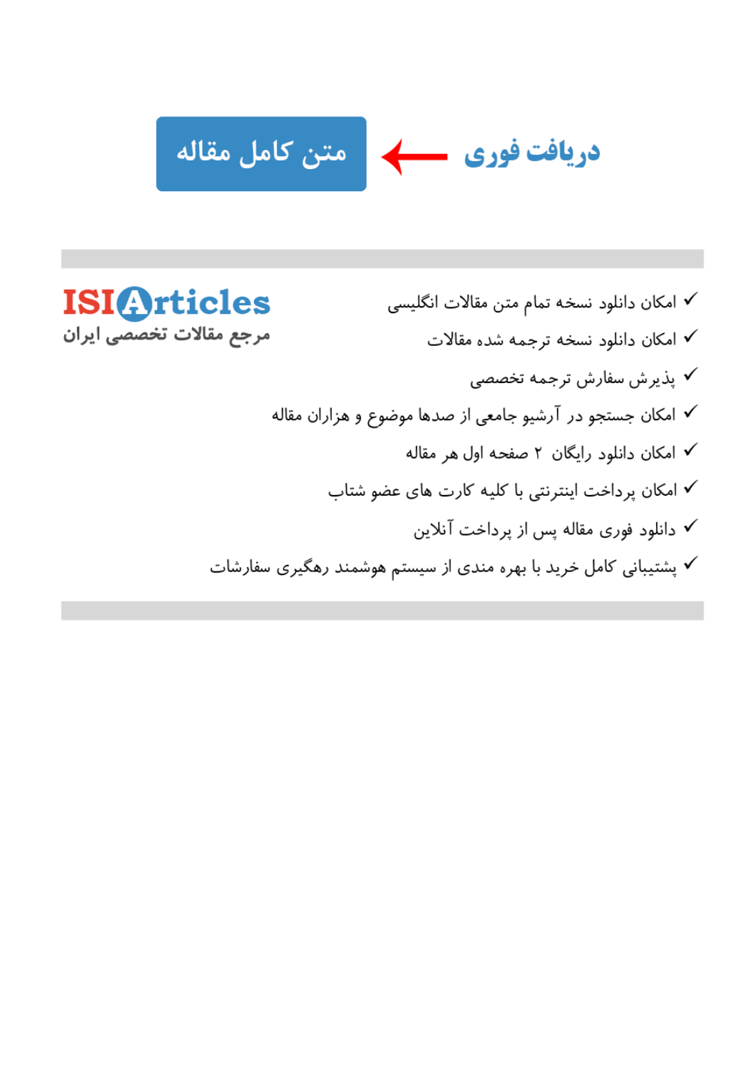دریافت فوری ← **متن کامل مقاله**

**ISIArticles**
مرجع مقالات تخصصی ایران

- ✓ امکان دانلود نسخه تمام متن مقالات انگلیسی
- ✓ امکان دانلود نسخه ترجمه شده مقالات
- ✓ پذیرش سفارش ترجمه تخصصی
- ✓ امکان جستجو در آرشیو جامعی از صدها موضوع و هزاران مقاله
- ✓ امکان دانلود رایگان ۲ صفحه اول هر مقاله
- ✓ امکان پرداخت اینترنتی با کلیه کارت های عضو شتاب
- ✓ دانلود فوری مقاله پس از پرداخت آنلاین
- ✓ پشتیبانی کامل خرید با بهره مندی از سیستم هوشمند رهگیری سفارشات